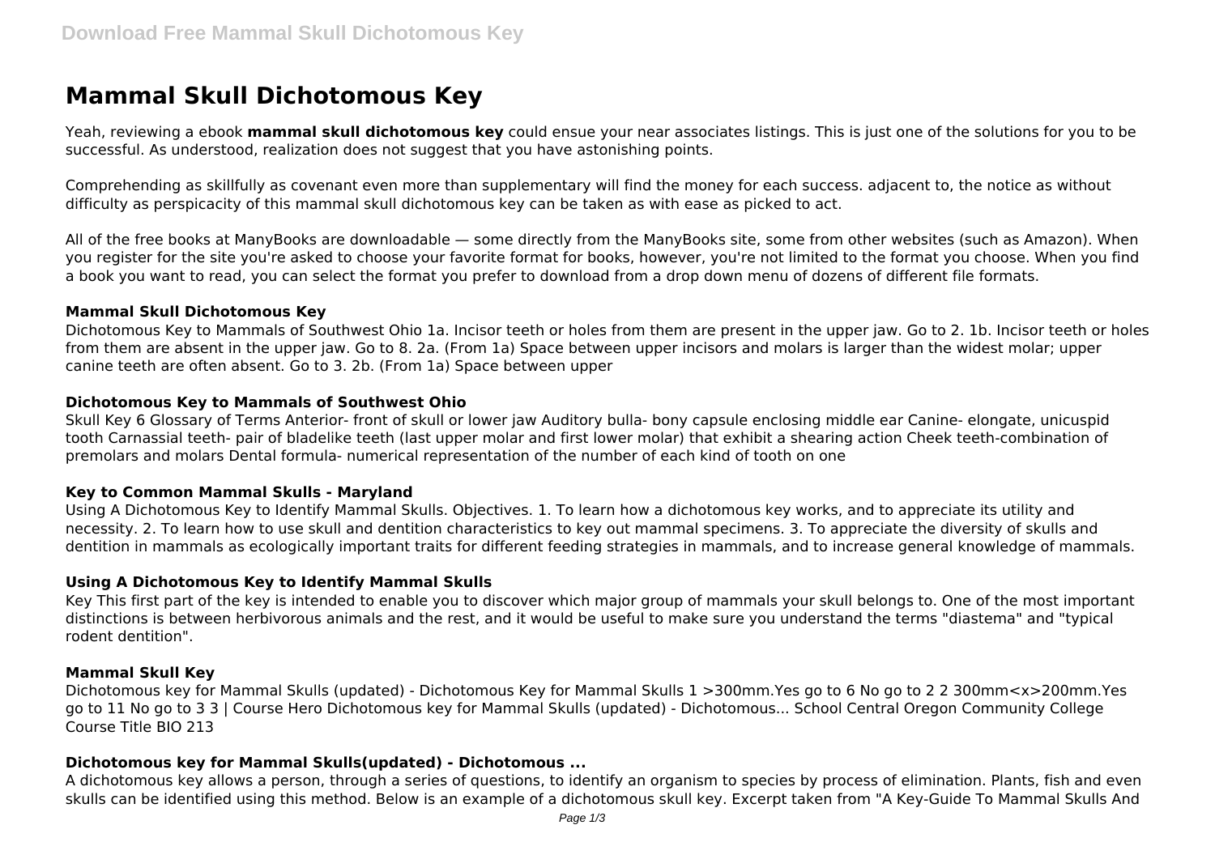# Mammal Skull Dichotomous Key

Yeah, reviewing a ebook **mammal skull dichotomous key** could ensue your near associates listings. This is just one of the solutions for you to be successful. As understood, realization does not suggest that you have astonishing points.

Comprehending as skillfully as covenant even more than supplementary will find the money for each success. adjacent to, the notice as without difficulty as perspicacity of this mammal skull dichotomous key can be taken as with ease as picked to act.

All of the free books at ManyBooks are downloadable — some directly from the ManyBooks site, some from other websites (such as Amazon). When you register for the site you're asked to choose your favorite format for books, however, you're not limited to the format you choose. When you find a book you want to read, you can select the format you prefer to download from a drop down menu of dozens of different file formats.

### Mammal Skull Dichotomous Key

Dichotomous Key to Mammals of Southwest Ohio 1a. Incisor teeth or holes from them are present in the upper jaw. Go to 2. 1b. Incisor teeth or holes from them are absent in the upper jaw. Go to 8. 2a. (From 1a) Space between upper incisors and molars is larger than the widest molar; upper canine teeth are often absent. Go to 3. 2b. (From 1a) Space between upper

### Dichotomous Key to Mammals of Southwest Ohio

Skull Key 6 Glossary of Terms Anterior- front of skull or lower jaw Auditory bulla- bony capsule enclosing middle ear Canine- elongate, unicuspid tooth Carnassial teeth- pair of bladelike teeth (last upper molar and first lower molar) that exhibit a shearing action Cheek teeth-combination of premolars and molars Dental formula- numerical representation of the number of each kind of tooth on one

### Key to Common Mammal Skulls - Maryland

Using A Dichotomous Key to Identify Mammal Skulls. Objectives. 1. To learn how a dichotomous key works, and to appreciate its utility and necessity. 2. To learn how to use skull and dentition characteristics to key out mammal specimens. 3. To appreciate the diversity of skulls and dentition in mammals as ecologically important traits for different feeding strategies in mammals, and to increase general knowledge of mammals.

### Using A Dichotomous Key to Identify Mammal Skulls

Key This first part of the key is intended to enable you to discover which major group of mammals your skull belongs to. One of the most important distinctions is between herbivorous animals and the rest, and it would be useful to make sure you understand the terms "diastema" and "typical rodent dentition".

### Mammal Skull Key

Dichotomous key for Mammal Skulls (updated) - Dichotomous Key for Mammal Skulls 1 >300mm.Yes go to 6 No go to 2 2 300mm<x>200mm.Yes go to 11 No go to 3 3 | Course Hero Dichotomous key for Mammal Skulls (updated) - Dichotomous... School Central Oregon Community College Course Title BIO 213

### Dichotomous key for Mammal Skulls(updated) - Dichotomous ...

A dichotomous key allows a person, through a series of questions, to identify an organism to species by process of elimination. Plants, fish and even skulls can be identified using this method. Below is an example of a dichotomous skull key. Excerpt taken from "A Key-Guide To Mammal Skulls And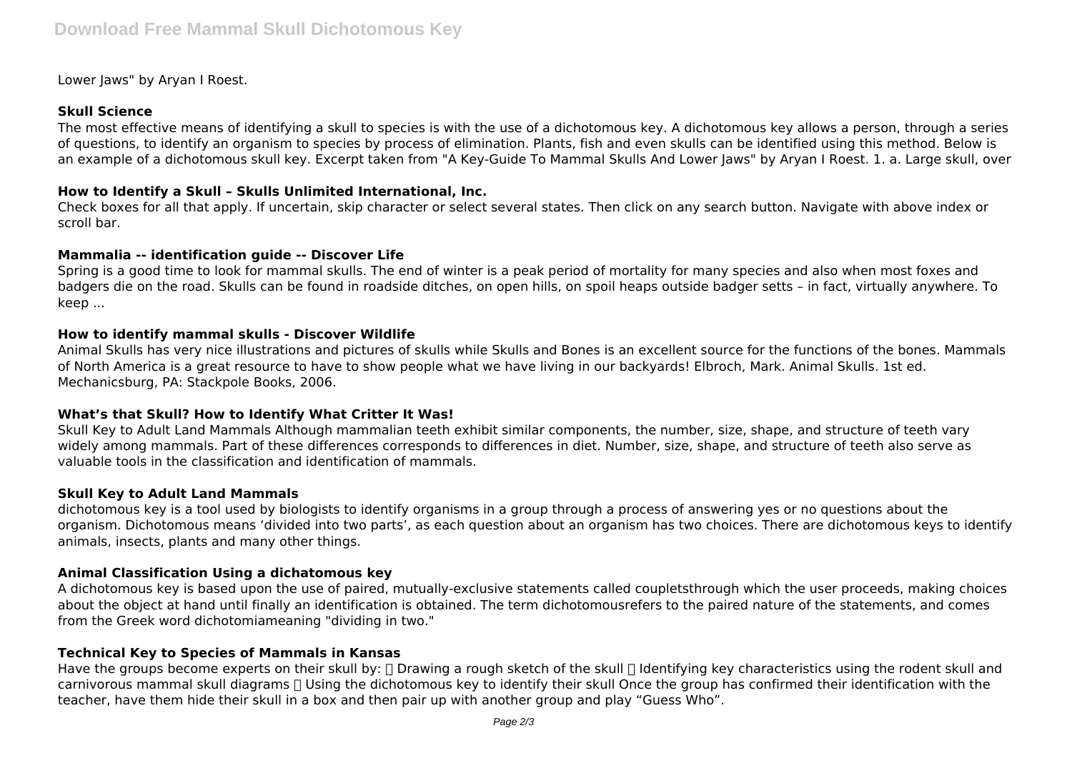Lower Jaws" by Aryan I Roest.

### Skull Science

The most effective means of identifying a skull to species is with the use of a dichotomous key. A dichotomous key allows a person, through a series of questions, to identify an organism to species by process of elimination. Plants, fish and even skulls can be identified using this method. Below is an example of a dichotomous skull key. Excerpt taken from "A Key-Guide To Mammal Skulls And Lower Jaws" by Aryan I Roest. 1. a. Large skull, over

### How to Identify a Skull – Skulls Unlimited International, Inc.

Check boxes for all that apply. If uncertain, skip character or select several states. Then click on any search button. Navigate with above index or scroll bar.

### Mammalia -- identification guide -- Discover Life

Spring is a good time to look for mammal skulls. The end of winter is a peak period of mortality for many species and also when most foxes and badgers die on the road. Skulls can be found in roadside ditches, on open hills, on spoil heaps outside badger setts – in fact, virtually anywhere. To keep ...

### How to identify mammal skulls - Discover Wildlife

Animal Skulls has very nice illustrations and pictures of skulls while Skulls and Bones is an excellent source for the functions of the bones. Mammals of North America is a great resource to have to show people what we have living in our backyards! Elbroch, Mark. Animal Skulls. 1st ed. Mechanicsburg, PA: Stackpole Books, 2006.

### What's that Skull? How to Identify What Critter It Was!

Skull Key to Adult Land Mammals Although mammalian teeth exhibit similar components, the number, size, shape, and structure of teeth vary widely among mammals. Part of these differences corresponds to differences in diet. Number, size, shape, and structure of teeth also serve as valuable tools in the classification and identification of mammals.

### Skull Key to Adult Land Mammals

dichotomous key is a tool used by biologists to identify organisms in a group through a process of answering yes or no questions about the organism. Dichotomous means 'divided into two parts', as each question about an organism has two choices. There are dichotomous keys to identify animals, insects, plants and many other things.

### Animal Classification Using a dichatomous key

A dichotomous key is based upon the use of paired, mutually-exclusive statements called coupletsthrough which the user proceeds, making choices about the object at hand until finally an identification is obtained. The term dichotomousrefers to the paired nature of the statements, and comes from the Greek word dichotomiameaning "dividing in two."

### Technical Key to Species of Mammals in Kansas

Have the groups become experts on their skull by:  Drawing a rough sketch of the skull  Identifying key characteristics using the rodent skull and carnivorous mammal skull diagrams  Using the dichotomous key to identify their skull Once the group has confirmed their identification with the teacher, have them hide their skull in a box and then pair up with another group and play "Guess Who".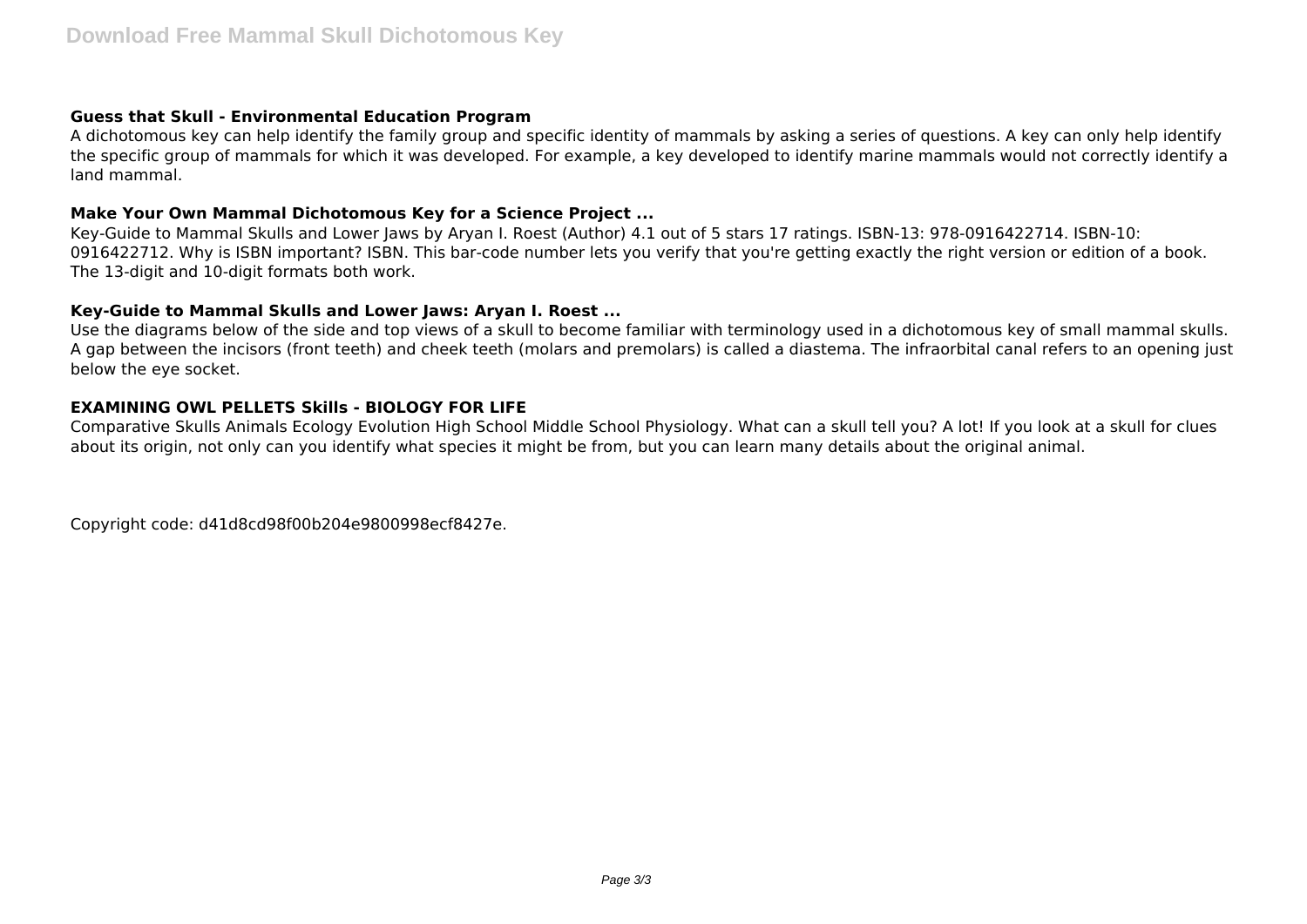### Guess that Skull - Environmental Education Program

A dichotomous key can help identify the family group and specific identity of mammals by asking a series of questions. A key can only help identify the specific group of mammals for which it was developed. For example, a key developed to identify marine mammals would not correctly identify a land mammal.

### Make Your Own Mammal Dichotomous Key for a Science Project ...

Key-Guide to Mammal Skulls and Lower Jaws by Aryan I. Roest (Author) 4.1 out of 5 stars 17 ratings. ISBN-13: 978-0916422714. ISBN-10: 0916422712. Why is ISBN important? ISBN. This bar-code number lets you verify that you're getting exactly the right version or edition of a book. The 13-digit and 10-digit formats both work.

### Key-Guide to Mammal Skulls and Lower Jaws: Aryan I. Roest ...

Use the diagrams below of the side and top views of a skull to become familiar with terminology used in a dichotomous key of small mammal skulls. A gap between the incisors (front teeth) and cheek teeth (molars and premolars) is called a diastema. The infraorbital canal refers to an opening just below the eye socket.

### EXAMINING OWL PELLETS Skills - BIOLOGY FOR LIFE

Comparative Skulls Animals Ecology Evolution High School Middle School Physiology. What can a skull tell you? A lot! If you look at a skull for clues about its origin, not only can you identify what species it might be from, but you can learn many details about the original animal.

Copyright code: d41d8cd98f00b204e9800998ecf8427e.